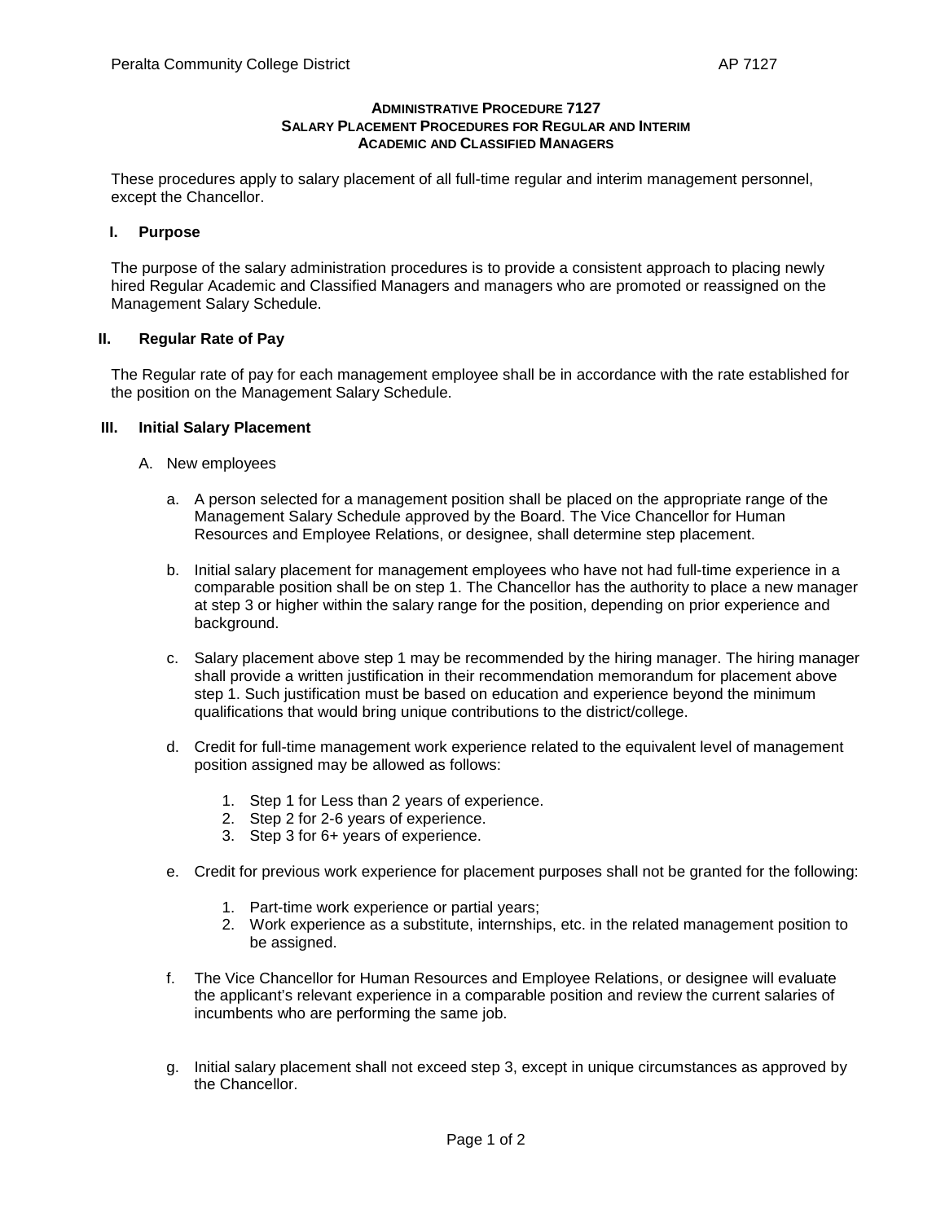# ADMINISTRATIVE PROCEDURE 7127
## SALARY PLACEMENT PROCEDURES FOR REGULAR AND INTERIM ACADEMIC AND CLASSIFIED MANAGERS

These procedures apply to salary placement of all full-time regular and interim management personnel, except the Chancellor.

### I. Purpose

The purpose of the salary administration procedures is to provide a consistent approach to placing newly hired Regular Academic and Classified Managers and managers who are promoted or reassigned on the Management Salary Schedule.

### II. Regular Rate of Pay

The Regular rate of pay for each management employee shall be in accordance with the rate established for the position on the Management Salary Schedule.

### III. Initial Salary Placement

A. New employees

a. A person selected for a management position shall be placed on the appropriate range of the Management Salary Schedule approved by the Board. The Vice Chancellor for Human Resources and Employee Relations, or designee, shall determine step placement.

b. Initial salary placement for management employees who have not had full-time experience in a comparable position shall be on step 1. The Chancellor has the authority to place a new manager at step 3 or higher within the salary range for the position, depending on prior experience and background.

c. Salary placement above step 1 may be recommended by the hiring manager. The hiring manager shall provide a written justification in their recommendation memorandum for placement above step 1. Such justification must be based on education and experience beyond the minimum qualifications that would bring unique contributions to the district/college.

d. Credit for full-time management work experience related to the equivalent level of management position assigned may be allowed as follows:

1. Step 1 for Less than 2 years of experience.
2. Step 2 for 2-6 years of experience.
3. Step 3 for 6+ years of experience.

e. Credit for previous work experience for placement purposes shall not be granted for the following:

1. Part-time work experience or partial years;
2. Work experience as a substitute, internships, etc. in the related management position to be assigned.

f. The Vice Chancellor for Human Resources and Employee Relations, or designee will evaluate the applicant's relevant experience in a comparable position and review the current salaries of incumbents who are performing the same job.

g. Initial salary placement shall not exceed step 3, except in unique circumstances as approved by the Chancellor.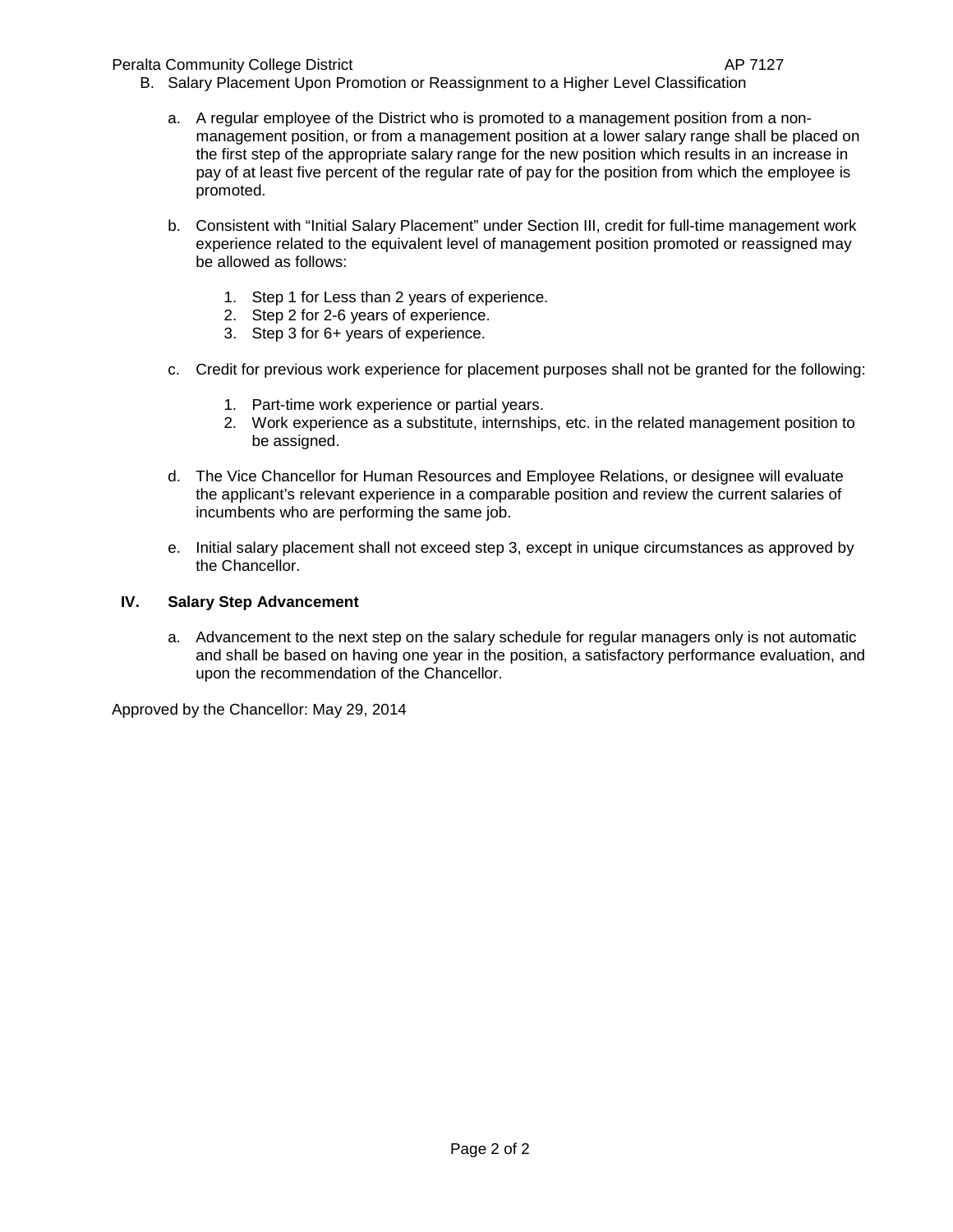B. Salary Placement Upon Promotion or Reassignment to a Higher Level Classification

a. A regular employee of the District who is promoted to a management position from a non-management position, or from a management position at a lower salary range shall be placed on the first step of the appropriate salary range for the new position which results in an increase in pay of at least five percent of the regular rate of pay for the position from which the employee is promoted.

b. Consistent with "Initial Salary Placement" under Section III, credit for full-time management work experience related to the equivalent level of management position promoted or reassigned may be allowed as follows:

   1. Step 1 for Less than 2 years of experience.
   2. Step 2 for 2-6 years of experience.
   3. Step 3 for 6+ years of experience.

c. Credit for previous work experience for placement purposes shall not be granted for the following:

   1. Part-time work experience or partial years.
   2. Work experience as a substitute, internships, etc. in the related management position to be assigned.

d. The Vice Chancellor for Human Resources and Employee Relations, or designee will evaluate the applicant's relevant experience in a comparable position and review the current salaries of incumbents who are performing the same job.

e. Initial salary placement shall not exceed step 3, except in unique circumstances as approved by the Chancellor.

## IV. Salary Step Advancement

a. Advancement to the next step on the salary schedule for regular managers only is not automatic and shall be based on having one year in the position, a satisfactory performance evaluation, and upon the recommendation of the Chancellor.

Approved by the Chancellor: May 29, 2014